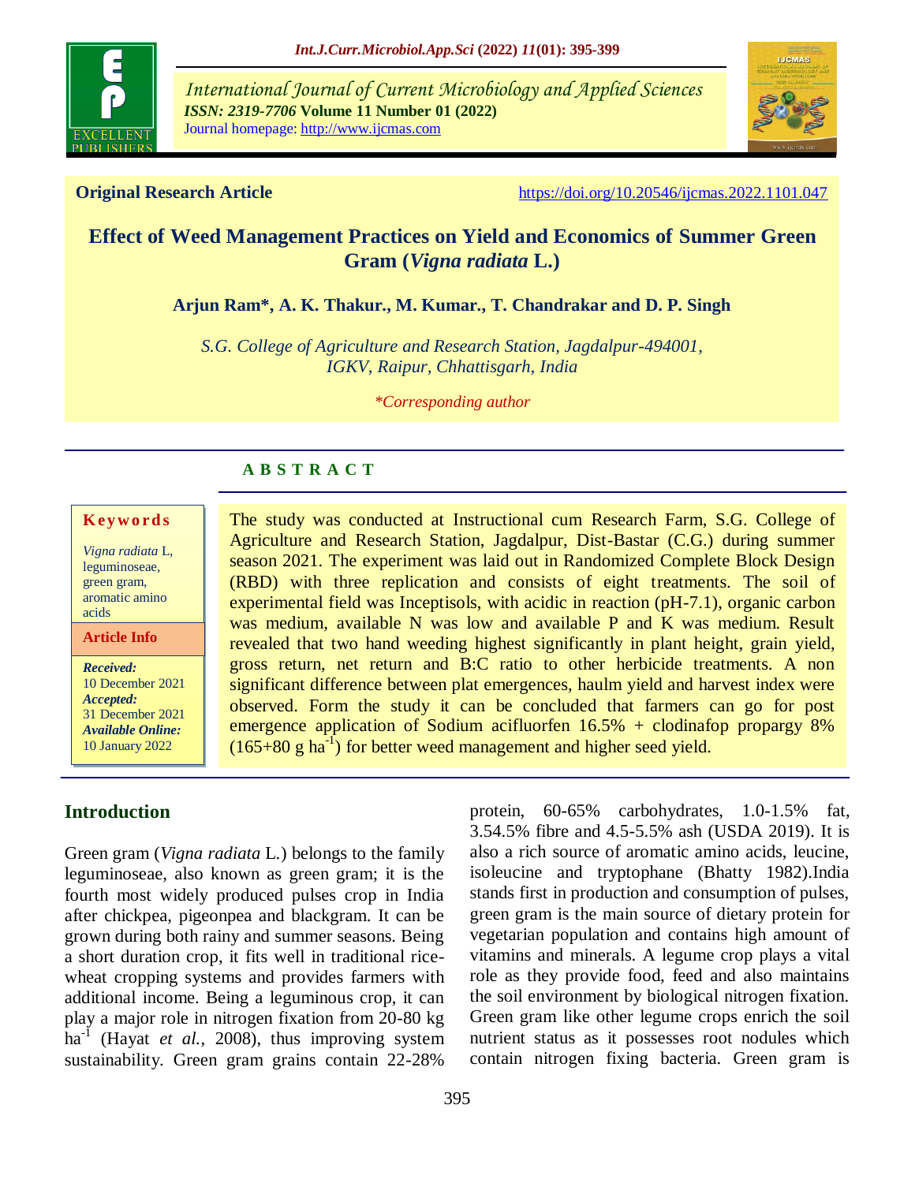International Journal of Current Microbiology and Applied Sciences
*ISSN: 2319-7706* **Volume 11 Number 01 (2022)**
Journal homepage: http://www.ijcmas.com

**Original Research Article** https://doi.org/10.20546/ijcmas.2022.1101.047

# Effect of Weed Management Practices on Yield and Economics of Summer Green Gram (*Vigna radiata* L.)

**Arjun Ram\*, A. K. Thakur., M. Kumar., T. Chandrakar and D. P. Singh**

*S.G. College of Agriculture and Research Station, Jagdalpur-494001, IGKV, Raipur, Chhattisgarh, India*

*\*Corresponding author*

## A B S T R A C T

**Keywords**

*Vigna radiata* L, leguminoseae, green gram, aromatic amino acids

**Article Info**

***Received:*** 10 December 2021
***Accepted:*** 31 December 2021
***Available Online:*** 10 January 2022

The study was conducted at Instructional cum Research Farm, S.G. College of Agriculture and Research Station, Jagdalpur, Dist-Bastar (C.G.) during summer season 2021. The experiment was laid out in Randomized Complete Block Design (RBD) with three replication and consists of eight treatments. The soil of experimental field was Inceptisols, with acidic in reaction (pH-7.1), organic carbon was medium, available N was low and available P and K was medium. Result revealed that two hand weeding highest significantly in plant height, grain yield, gross return, net return and B:C ratio to other herbicide treatments. A non significant difference between plat emergences, haulm yield and harvest index were observed. Form the study it can be concluded that farmers can go for post emergence application of Sodium acifluorfen 16.5% + clodinafop propargy 8% (165+80 g ha$^{-1}$) for better weed management and higher seed yield.

## Introduction

Green gram (*Vigna radiata* L.) belongs to the family leguminoseae, also known as green gram; it is the fourth most widely produced pulses crop in India after chickpea, pigeonpea and blackgram. It can be grown during both rainy and summer seasons. Being a short duration crop, it fits well in traditional rice-wheat cropping systems and provides farmers with additional income. Being a leguminous crop, it can play a major role in nitrogen fixation from 20-80 kg ha$^{-1}$ (Hayat *et al.,* 2008), thus improving system sustainability. Green gram grains contain 22-28% protein, 60-65% carbohydrates, 1.0-1.5% fat, 3.54.5% fibre and 4.5-5.5% ash (USDA 2019). It is also a rich source of aromatic amino acids, leucine, isoleucine and tryptophane (Bhatty 1982).India stands first in production and consumption of pulses, green gram is the main source of dietary protein for vegetarian population and contains high amount of vitamins and minerals. A legume crop plays a vital role as they provide food, feed and also maintains the soil environment by biological nitrogen fixation. Green gram like other legume crops enrich the soil nutrient status as it possesses root nodules which contain nitrogen fixing bacteria. Green gram is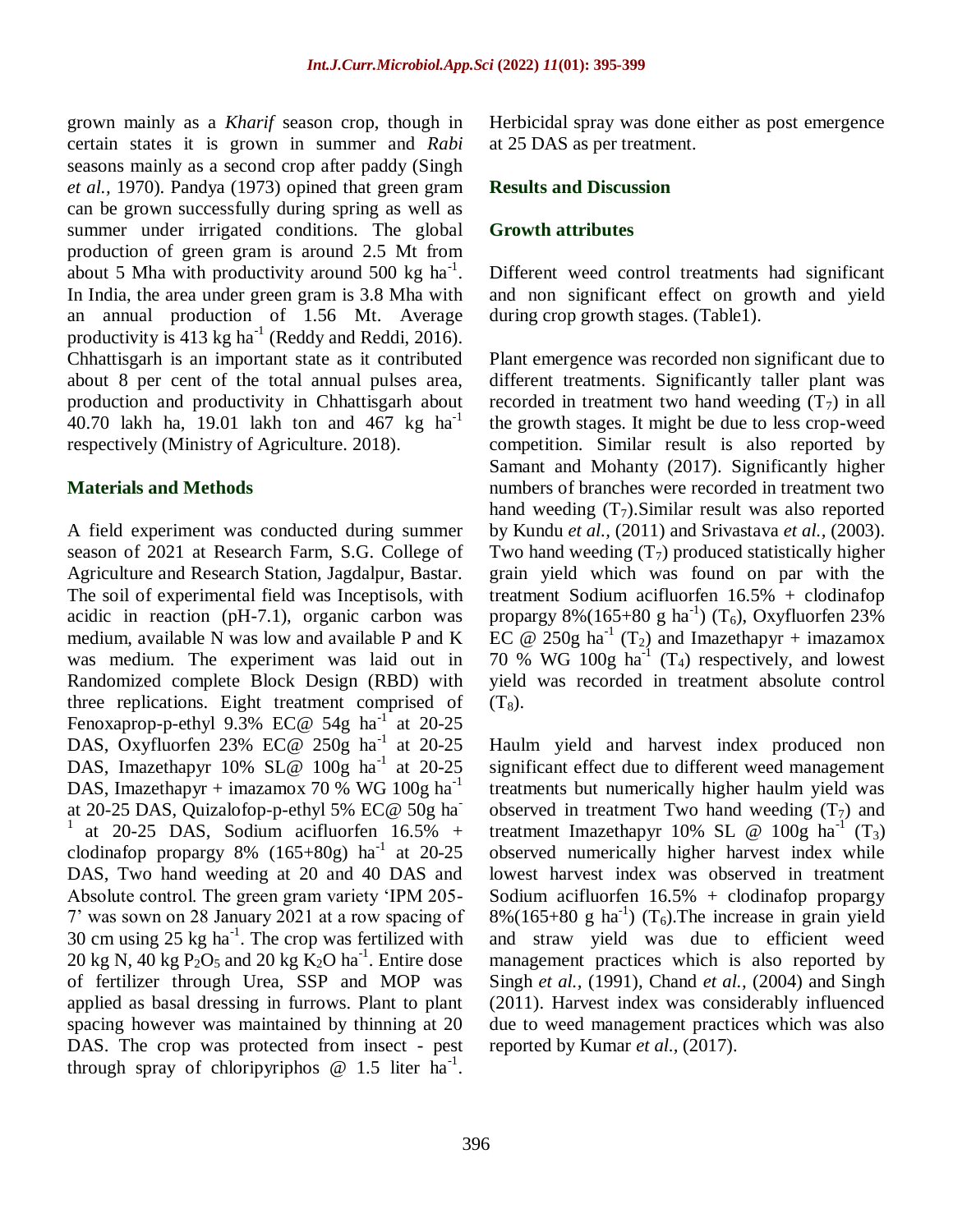grown mainly as a *Kharif* season crop, though in certain states it is grown in summer and *Rabi* seasons mainly as a second crop after paddy (Singh *et al.,* 1970). Pandya (1973) opined that green gram can be grown successfully during spring as well as summer under irrigated conditions. The global production of green gram is around 2.5 Mt from about 5 Mha with productivity around 500 kg ha$^{-1}$. In India, the area under green gram is 3.8 Mha with an annual production of 1.56 Mt. Average productivity is 413 kg ha$^{-1}$ (Reddy and Reddi, 2016). Chhattisgarh is an important state as it contributed about 8 per cent of the total annual pulses area, production and productivity in Chhattisgarh about 40.70 lakh ha, 19.01 lakh ton and 467 kg ha$^{-1}$ respectively (Ministry of Agriculture. 2018).

## Materials and Methods

A field experiment was conducted during summer season of 2021 at Research Farm, S.G. College of Agriculture and Research Station, Jagdalpur, Bastar. The soil of experimental field was Inceptisols, with acidic in reaction (pH-7.1), organic carbon was medium, available N was low and available P and K was medium. The experiment was laid out in Randomized complete Block Design (RBD) with three replications. Eight treatment comprised of Fenoxaprop-p-ethyl 9.3% EC@ 54g ha$^{-1}$ at 20-25 DAS, Oxyfluorfen 23% EC@ 250g ha$^{-1}$ at 20-25 DAS, Imazethapyr 10% SL@ 100g ha$^{-1}$ at 20-25 DAS, Imazethapyr + imazamox 70 % WG 100g ha$^{-1}$ at 20-25 DAS, Quizalofop-p-ethyl 5% EC@ 50g ha$^{-1}$ at 20-25 DAS, Sodium acifluorfen 16.5% + clodinafop propargy 8% (165+80g) ha$^{-1}$ at 20-25 DAS, Two hand weeding at 20 and 40 DAS and Absolute control. The green gram variety 'IPM 205-7' was sown on 28 January 2021 at a row spacing of 30 cm using 25 kg ha$^{-1}$. The crop was fertilized with 20 kg N, 40 kg $P_2O_5$ and 20 kg $K_2O$ ha$^{-1}$. Entire dose of fertilizer through Urea, SSP and MOP was applied as basal dressing in furrows. Plant to plant spacing however was maintained by thinning at 20 DAS. The crop was protected from insect - pest through spray of chloripyriphos @ 1.5 liter ha$^{-1}$. Herbicidal spray was done either as post emergence at 25 DAS as per treatment.

## Results and Discussion

### Growth attributes

Different weed control treatments had significant and non significant effect on growth and yield during crop growth stages. (Table1).

Plant emergence was recorded non significant due to different treatments. Significantly taller plant was recorded in treatment two hand weeding ($T_7$) in all the growth stages. It might be due to less crop-weed competition. Similar result is also reported by Samant and Mohanty (2017). Significantly higher numbers of branches were recorded in treatment two hand weeding ($T_7$).Similar result was also reported by Kundu *et al.,* (2011) and Srivastava *et al.,* (2003). Two hand weeding ($T_7$) produced statistically higher grain yield which was found on par with the treatment Sodium acifluorfen 16.5% + clodinafop propargy 8%(165+80 g ha$^{-1}$) ($T_6$), Oxyfluorfen 23% EC @ 250g ha$^{-1}$ ($T_2$) and Imazethapyr + imazamox 70 % WG 100g ha$^{-1}$ ($T_4$) respectively, and lowest yield was recorded in treatment absolute control ($T_8$).

Haulm yield and harvest index produced non significant effect due to different weed management treatments but numerically higher haulm yield was observed in treatment Two hand weeding ($T_7$) and treatment Imazethapyr 10% SL @ 100g ha$^{-1}$ ($T_3$) observed numerically higher harvest index while lowest harvest index was observed in treatment Sodium acifluorfen 16.5% + clodinafop propargy 8%(165+80 g ha$^{-1}$) ($T_6$).The increase in grain yield and straw yield was due to efficient weed management practices which is also reported by Singh *et al.,* (1991), Chand *et al.,* (2004) and Singh (2011). Harvest index was considerably influenced due to weed management practices which was also reported by Kumar *et al.,* (2017).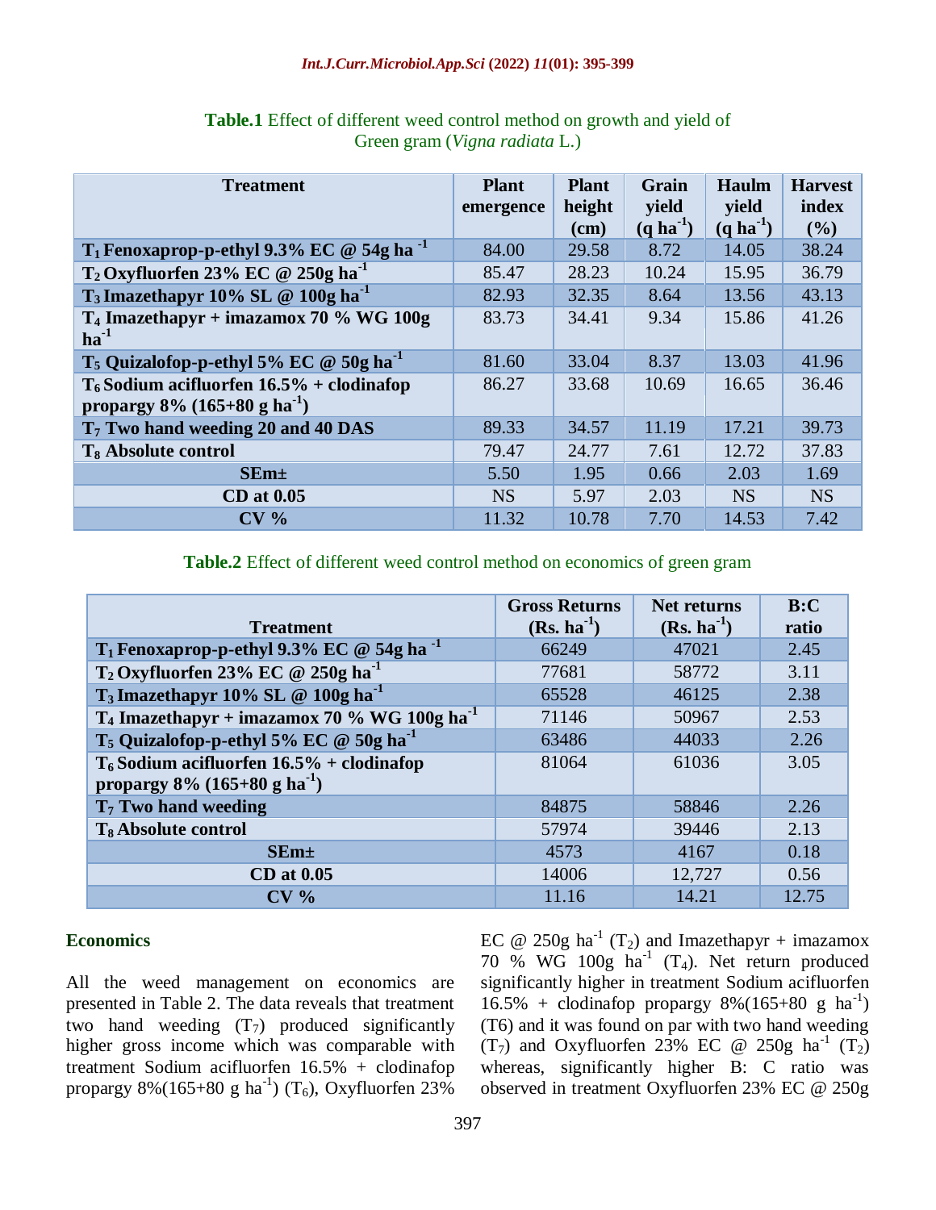**Table.1** Effect of different weed control method on growth and yield of Green gram (*Vigna radiata* L.)

| Treatment | Plant emergence | Plant height (cm) | Grain yield (q $ha^{-1}$) | Haulm yield (q $ha^{-1}$) | Harvest index (%) |
|---|---|---|---|---|---|
| **$T_1$ Fenoxaprop-p-ethyl 9.3% EC @ 54g $ha^{-1}$** | 84.00 | 29.58 | 8.72 | 14.05 | 38.24 |
| **$T_2$ Oxyfluorfen 23% EC @ 250g $ha^{-1}$** | 85.47 | 28.23 | 10.24 | 15.95 | 36.79 |
| **$T_3$ Imazethapyr 10% SL @ 100g $ha^{-1}$** | 82.93 | 32.35 | 8.64 | 13.56 | 43.13 |
| **$T_4$ Imazethapyr + imazamox 70 % WG 100g $ha^{-1}$** | 83.73 | 34.41 | 9.34 | 15.86 | 41.26 |
| **$T_5$ Quizalofop-p-ethyl 5% EC @ 50g $ha^{-1}$** | 81.60 | 33.04 | 8.37 | 13.03 | 41.96 |
| **$T_6$ Sodium acifluorfen 16.5% + clodinafop propargy 8% (165+80 g $ha^{-1}$)** | 86.27 | 33.68 | 10.69 | 16.65 | 36.46 |
| **$T_7$ Two hand weeding 20 and 40 DAS** | 89.33 | 34.57 | 11.19 | 17.21 | 39.73 |
| **$T_8$ Absolute control** | 79.47 | 24.77 | 7.61 | 12.72 | 37.83 |
| **SEm±** | 5.50 | 1.95 | 0.66 | 2.03 | 1.69 |
| **CD at 0.05** | NS | 5.97 | 2.03 | NS | NS |
| **CV %** | 11.32 | 10.78 | 7.70 | 14.53 | 7.42 |

**Table.2** Effect of different weed control method on economics of green gram

| Treatment | Gross Returns (Rs. $ha^{-1}$) | Net returns (Rs. $ha^{-1}$) | B:C ratio |
|---|---|---|---|
| **$T_1$ Fenoxaprop-p-ethyl 9.3% EC @ 54g $ha^{-1}$** | 66249 | 47021 | 2.45 |
| **$T_2$ Oxyfluorfen 23% EC @ 250g $ha^{-1}$** | 77681 | 58772 | 3.11 |
| **$T_3$ Imazethapyr 10% SL @ 100g $ha^{-1}$** | 65528 | 46125 | 2.38 |
| **$T_4$ Imazethapyr + imazamox 70 % WG 100g $ha^{-1}$** | 71146 | 50967 | 2.53 |
| **$T_5$ Quizalofop-p-ethyl 5% EC @ 50g $ha^{-1}$** | 63486 | 44033 | 2.26 |
| **$T_6$ Sodium acifluorfen 16.5% + clodinafop propargy 8% (165+80 g $ha^{-1}$)** | 81064 | 61036 | 3.05 |
| **$T_7$ Two hand weeding** | 84875 | 58846 | 2.26 |
| **$T_8$ Absolute control** | 57974 | 39446 | 2.13 |
| **SEm±** | 4573 | 4167 | 0.18 |
| **CD at 0.05** | 14006 | 12,727 | 0.56 |
| **CV %** | 11.16 | 14.21 | 12.75 |

## Economics

All the weed management on economics are presented in Table 2. The data reveals that treatment two hand weeding ($T_7$) produced significantly higher gross income which was comparable with treatment Sodium acifluorfen 16.5% + clodinafop propargy 8%(165+80 g $ha^{-1}$) ($T_6$), Oxyfluorfen 23% EC @ 250g $ha^{-1}$ ($T_2$) and Imazethapyr + imazamox 70 % WG 100g $ha^{-1}$ ($T_4$). Net return produced significantly higher in treatment Sodium acifluorfen 16.5% + clodinafop propargy 8%(165+80 g $ha^{-1}$) (T6) and it was found on par with two hand weeding ($T_7$) and Oxyfluorfen 23% EC @ 250g $ha^{-1}$ ($T_2$) whereas, significantly higher B: C ratio was observed in treatment Oxyfluorfen 23% EC @ 250g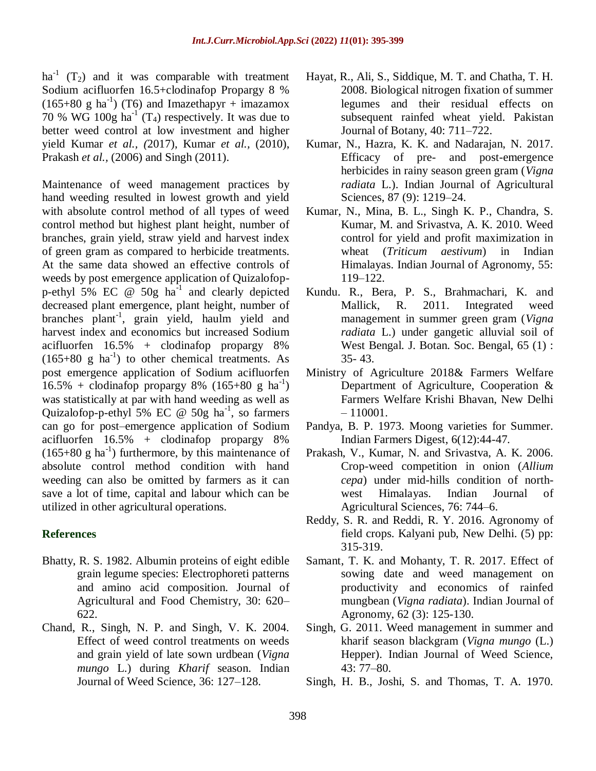$ha^{-1}$ ($T_2$) and it was comparable with treatment Sodium acifluorfen 16.5+clodinafop Propargy 8 % (165+80 g $ha^{-1}$) (T6) and Imazethapyr + imazamox 70 % WG 100g $ha^{-1}$ ($T_4$) respectively. It was due to better weed control at low investment and higher yield Kumar *et al., (*2017), Kumar *et al.,* (2010), Prakash *et al.,* (2006) and Singh (2011).

Maintenance of weed management practices by hand weeding resulted in lowest growth and yield with absolute control method of all types of weed control method but highest plant height, number of branches, grain yield, straw yield and harvest index of green gram as compared to herbicide treatments. At the same data showed an effective controls of weeds by post emergence application of Quizalofop-p-ethyl 5% EC @ 50g $ha^{-1}$ and clearly depicted decreased plant emergence, plant height, number of branches $plant^{-1}$, grain yield, haulm yield and harvest index and economics but increased Sodium acifluorfen 16.5% + clodinafop propargy 8% (165+80 g $ha^{-1}$) to other chemical treatments. As post emergence application of Sodium acifluorfen 16.5% + clodinafop propargy 8% (165+80 g $ha^{-1}$) was statistically at par with hand weeding as well as Quizalofop-p-ethyl 5% EC @ 50g $ha^{-1}$, so farmers can go for post–emergence application of Sodium acifluorfen 16.5% + clodinafop propargy 8% (165+80 g $ha^{-1}$) furthermore, by this maintenance of absolute control method condition with hand weeding can also be omitted by farmers as it can save a lot of time, capital and labour which can be utilized in other agricultural operations.

## References

Bhatty, R. S. 1982. Albumin proteins of eight edible grain legume species: Electrophoreti patterns and amino acid composition. Journal of Agricultural and Food Chemistry, 30: 620–622.

Chand, R., Singh, N. P. and Singh, V. K. 2004. Effect of weed control treatments on weeds and grain yield of late sown urdbean (*Vigna mungo* L.) during *Kharif* season. Indian Journal of Weed Science, 36: 127–128.

Hayat, R., Ali, S., Siddique, M. T. and Chatha, T. H. 2008. Biological nitrogen fixation of summer legumes and their residual effects on subsequent rainfed wheat yield. Pakistan Journal of Botany, 40: 711–722.

Kumar, N., Hazra, K. K. and Nadarajan, N. 2017. Efficacy of pre- and post-emergence herbicides in rainy season green gram (*Vigna radiata* L.). Indian Journal of Agricultural Sciences, 87 (9): 1219–24.

Kumar, N., Mina, B. L., Singh K. P., Chandra, S. Kumar, M. and Srivastva, A. K. 2010. Weed control for yield and profit maximization in wheat (*Triticum aestivum*) in Indian Himalayas. Indian Journal of Agronomy, 55: 119–122.

Kundu. R., Bera, P. S., Brahmachari, K. and Mallick, R. 2011. Integrated weed management in summer green gram (*Vigna radiata* L.) under gangetic alluvial soil of West Bengal. J. Botan. Soc. Bengal, 65 (1) : 35- 43.

Ministry of Agriculture 2018& Farmers Welfare Department of Agriculture, Cooperation & Farmers Welfare Krishi Bhavan, New Delhi – 110001.

Pandya, B. P. 1973. Moong varieties for Summer. Indian Farmers Digest, 6(12):44-47.

Prakash, V., Kumar, N. and Srivastva, A. K. 2006. Crop-weed competition in onion (*Allium cepa*) under mid-hills condition of north-west Himalayas. Indian Journal of Agricultural Sciences, 76: 744–6.

Reddy, S. R. and Reddi, R. Y. 2016. Agronomy of field crops. Kalyani pub, New Delhi. (5) pp: 315-319.

Samant, T. K. and Mohanty, T. R. 2017. Effect of sowing date and weed management on productivity and economics of rainfed mungbean (*Vigna radiata*). Indian Journal of Agronomy, 62 (3): 125-130.

Singh, G. 2011. Weed management in summer and kharif season blackgram (*Vigna mungo* (L.) Hepper). Indian Journal of Weed Science, 43: 77–80.

Singh, H. B., Joshi, S. and Thomas, T. A. 1970.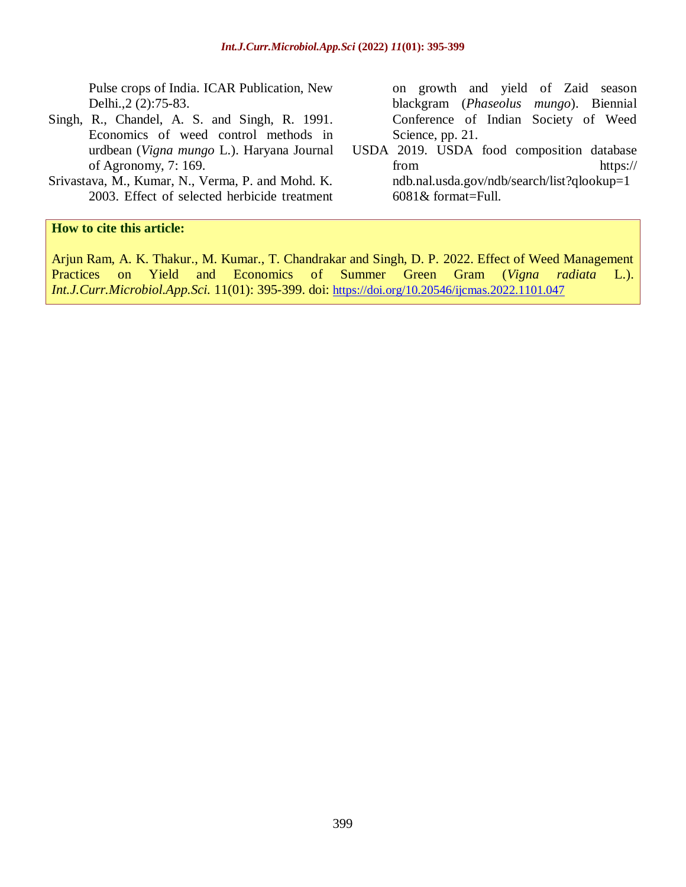Pulse crops of India. ICAR Publication, New Delhi.,2 (2):75-83.

Singh, R., Chandel, A. S. and Singh, R. 1991. Economics of weed control methods in urdbean (*Vigna mungo* L.). Haryana Journal of Agronomy, 7: 169.

Srivastava, M., Kumar, N., Verma, P. and Mohd. K. 2003. Effect of selected herbicide treatment on growth and yield of Zaid season blackgram (*Phaseolus mungo*). Biennial Conference of Indian Society of Weed Science, pp. 21.

USDA 2019. USDA food composition database from https://ndb.nal.usda.gov/ndb/search/list?qlookup=16081& format=Full.

**How to cite this article:**

Arjun Ram, A. K. Thakur., M. Kumar., T. Chandrakar and Singh, D. P. 2022. Effect of Weed Management Practices on Yield and Economics of Summer Green Gram (*Vigna radiata* L.). *Int.J.Curr.Microbiol.App.Sci.* 11(01): 395-399. doi: https://doi.org/10.20546/ijcmas.2022.1101.047